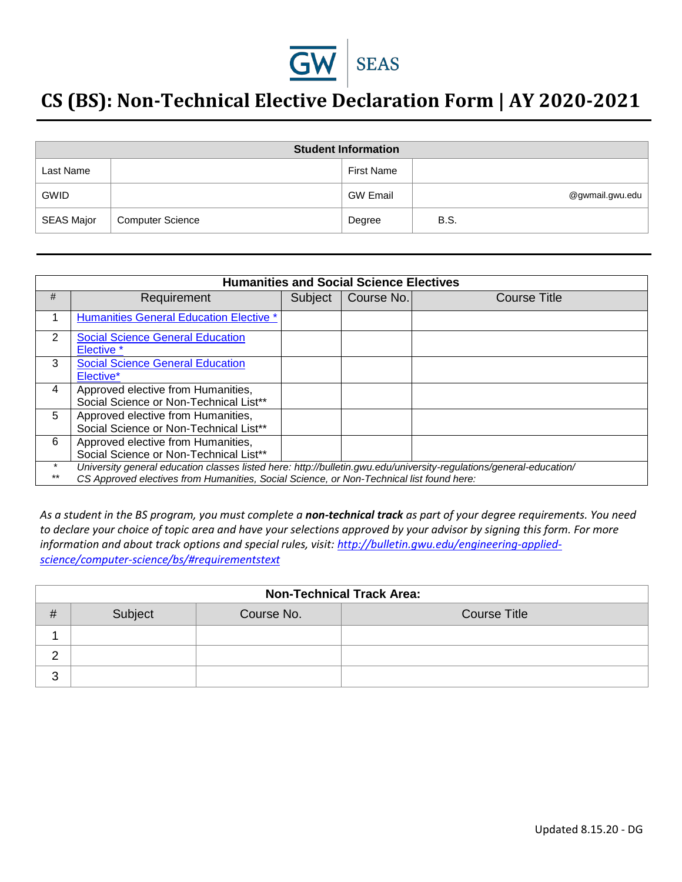GW | SEAS

# CS (BS): Non-Technical Elective Declaration Form | AY 2020-2021

| Student Information | | | |
|---|---|---|---|
| Last Name | | First Name | |
| GWID | | GW Email | @gwmail.gwu.edu |
| SEAS Major | Computer Science | Degree | B.S. |

| Humanities and Social Science Electives | | | | |
|---|---|---|---|---|
| # | Requirement | Subject | Course No. | Course Title |
| 1 | Humanities General Education Elective * | | | |
| 2 | Social Science General Education Elective * | | | |
| 3 | Social Science General Education Elective* | | | |
| 4 | Approved elective from Humanities, Social Science or Non-Technical List** | | | |
| 5 | Approved elective from Humanities, Social Science or Non-Technical List** | | | |
| 6 | Approved elective from Humanities, Social Science or Non-Technical List** | | | |
| * | *University general education classes listed here: http://bulletin.gwu.edu/university-regulations/general-education/* | | | |
| ** | *CS Approved electives from Humanities, Social Science, or Non-Technical list found here:* | | | |

*As a student in the BS program, you must complete a **non-technical track** as part of your degree requirements. You need to declare your choice of topic area and have your selections approved by your advisor by signing this form. For more information and about track options and special rules, visit: http://bulletin.gwu.edu/engineering-applied-science/computer-science/bs/#requirementstext*

| Non-Technical Track Area: | | | |
|---|---|---|---|
| # | Subject | Course No. | Course Title |
| 1 | | | |
| 2 | | | |
| 3 | | | |

Updated 8.15.20 - DG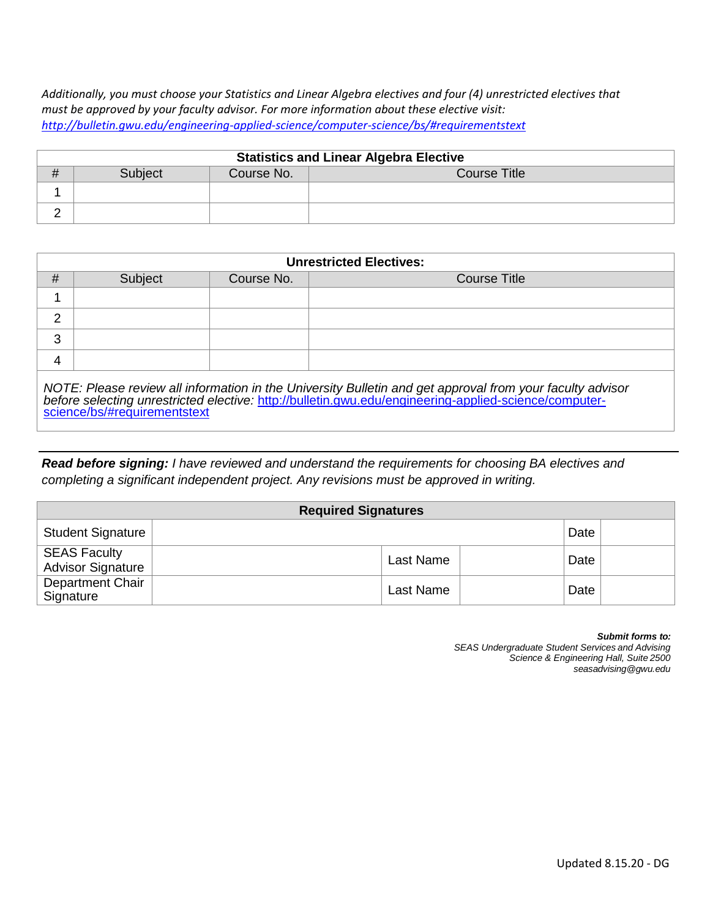*Additionally, you must choose your Statistics and Linear Algebra electives and four (4) unrestricted electives that must be approved by your faculty advisor. For more information about these elective visit: [http://bulletin.gwu.edu/engineering-applied-science/computer-science/bs/#requirementstext](http://bulletin.gwu.edu/engineering-applied-science/computer-science/bs/#requirementstext)*

| **Statistics and Linear Algebra Elective** | | | |
|---|---|---|---|
| # | Subject | Course No. | Course Title |
| 1 | | | |
| 2 | | | |

| **Unrestricted Electives:** | | | |
|---|---|---|---|
| # | Subject | Course No. | Course Title |
| 1 | | | |
| 2 | | | |
| 3 | | | |
| 4 | | | |

*NOTE: Please review all information in the University Bulletin and get approval from your faculty advisor before selecting unrestricted elective:* [http://bulletin.gwu.edu/engineering-applied-science/computer-science/bs/#requirementstext](http://bulletin.gwu.edu/engineering-applied-science/computer-science/bs/#requirementstext)

***Read before signing:*** *I have reviewed and understand the requirements for choosing BA electives and completing a significant independent project. Any revisions must be approved in writing.*

| **Required Signatures** | | | | | |
|---|---|---|---|---|---|
| Student Signature | | | | Date | |
| SEAS Faculty Advisor Signature | | Last Name | | Date | |
| Department Chair Signature | | Last Name | | Date | |

***Submit forms to:***
*SEAS Undergraduate Student Services and Advising*
*Science & Engineering Hall, Suite 2500*
*seasadvising@gwu.edu*

Updated 8.15.20 - DG